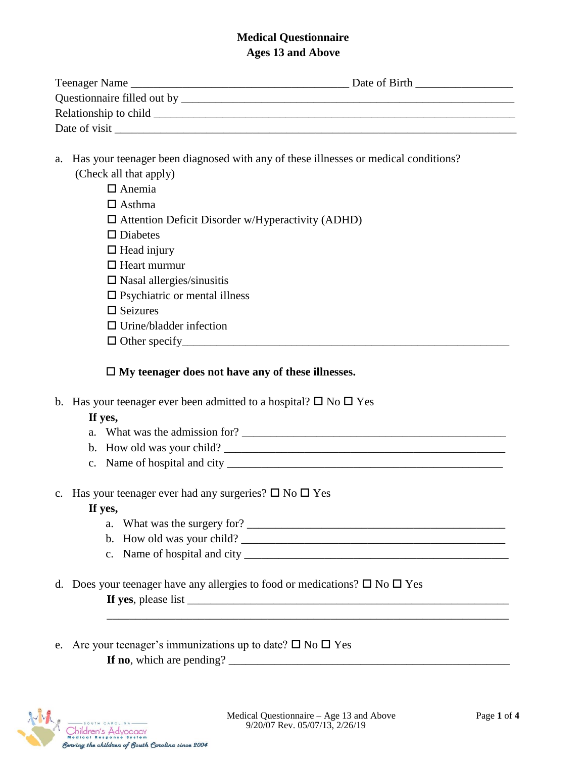# Medical Questionnaire
## Ages 13 and Above

Teenager Name ______________________________________ Date of Birth _________________

Questionnaire filled out by ____________________________________________________________

Relationship to child _________________________________________________________________

Date of visit _______________________________________________________________________

a. Has your teenager been diagnosed with any of these illnesses or medical conditions? (Check all that apply)

- ☐ Anemia
- ☐ Asthma
- ☐ Attention Deficit Disorder w/Hyperactivity (ADHD)
- ☐ Diabetes
- ☐ Head injury
- ☐ Heart murmur
- ☐ Nasal allergies/sinusitis
- ☐ Psychiatric or mental illness
- ☐ Seizures
- ☐ Urine/bladder infection
- ☐ Other specify_________________________________________________________

☐ **My teenager does not have any of these illnesses.**

b. Has your teenager ever been admitted to a hospital? ☐ No ☐ Yes

**If yes,**

a. What was the admission for? _______________________________________________

b. How old was your child? __________________________________________________

c. Name of hospital and city _________________________________________________

c. Has your teenager ever had any surgeries? ☐ No ☐ Yes

**If yes,**

a. What was the surgery for? _______________________________________________

b. How old was your child? ________________________________________________

c. Name of hospital and city _______________________________________________

d. Does your teenager have any allergies to food or medications? ☐ No ☐ Yes

**If yes**, please list _________________________________________________________

_______________________________________________________________________

e. Are your teenager's immunizations up to date? ☐ No ☐ Yes

**If no**, which are pending? _____________________________________________

Medical Questionnaire – Age 13 and Above
9/20/07 Rev. 05/07/13, 2/26/19

South Carolina Children's Advocacy Medical Response System
*Serving the children of South Carolina since 2004*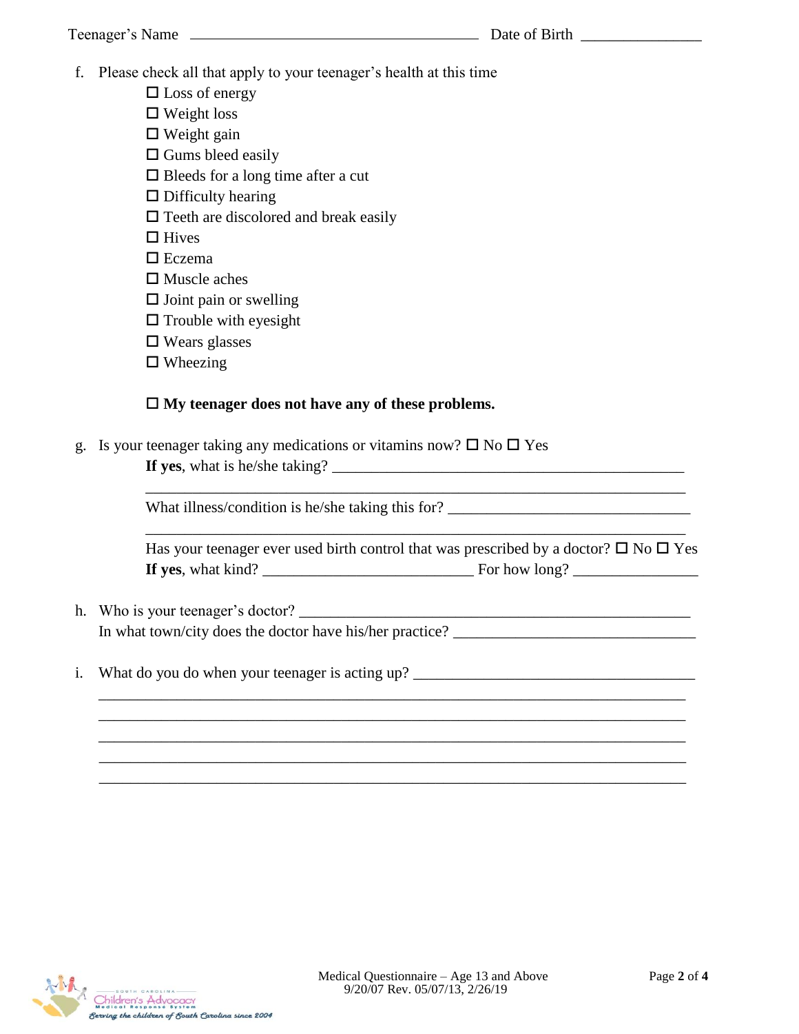Teenager's Name ______________________________ Date of Birth _______________

f. Please check all that apply to your teenager's health at this time

- ☐ Loss of energy
- ☐ Weight loss
- ☐ Weight gain
- ☐ Gums bleed easily
- ☐ Bleeds for a long time after a cut
- ☐ Difficulty hearing
- ☐ Teeth are discolored and break easily
- ☐ Hives
- ☐ Eczema
- ☐ Muscle aches
- ☐ Joint pain or swelling
- ☐ Trouble with eyesight
- ☐ Wears glasses
- ☐ Wheezing

☐ **My teenager does not have any of these problems.**

g. Is your teenager taking any medications or vitamins now? ☐ No ☐ Yes

**If yes**, what is he/she taking? ______________________________________________

_______________________________________________________________________

What illness/condition is he/she taking this for? ______________________________

_______________________________________________________________________

Has your teenager ever used birth control that was prescribed by a doctor? ☐ No ☐ Yes

**If yes**, what kind? __________________________ For how long? _______________

h. Who is your teenager's doctor? ________________________________________________

In what town/city does the doctor have his/her practice? ______________________________

i. What do you do when your teenager is acting up? ____________________________________

_______________________________________________________________________________

_______________________________________________________________________________

_______________________________________________________________________________

_______________________________________________________________________________

_______________________________________________________________________________

Medical Questionnaire – Age 13 and Above
9/20/07 Rev. 05/07/13, 2/26/19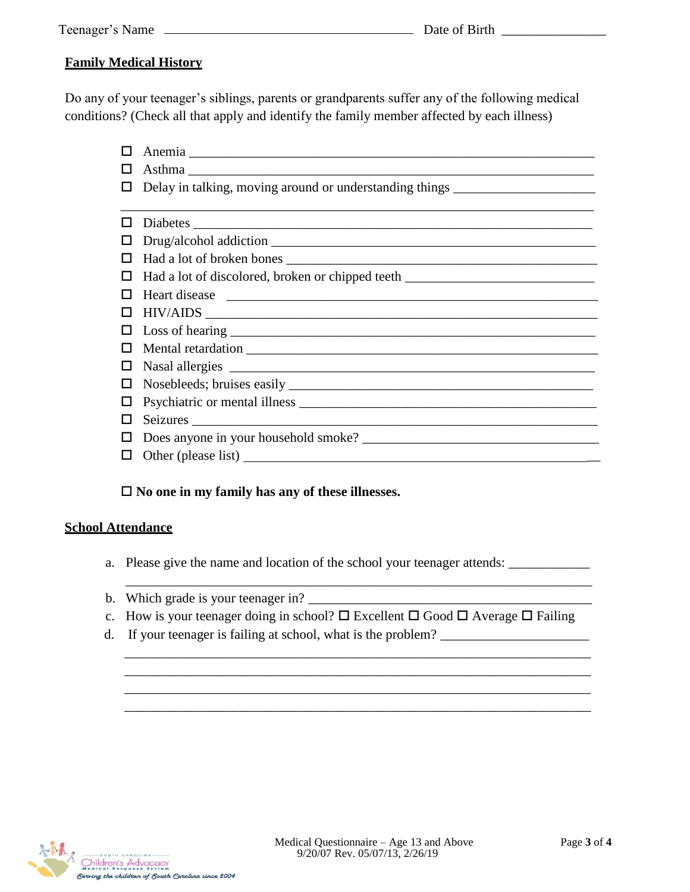Teenager's Name _______________________________ Date of Birth _______________

**Family Medical History**

Do any of your teenager's siblings, parents or grandparents suffer any of the following medical conditions? (Check all that apply and identify the family member affected by each illness)

- ☐ Anemia _______________________________________________
- ☐ Asthma _______________________________________________
- ☐ Delay in talking, moving around or understanding things _____________________ _______________________________________________
- ☐ Diabetes _______________________________________________
- ☐ Drug/alcohol addiction _______________________________________________
- ☐ Had a lot of broken bones _______________________________________________
- ☐ Had a lot of discolored, broken or chipped teeth ___________________________
- ☐ Heart disease _______________________________________________
- ☐ HIV/AIDS _______________________________________________
- ☐ Loss of hearing _______________________________________________
- ☐ Mental retardation _______________________________________________
- ☐ Nasal allergies _______________________________________________
- ☐ Nosebleeds; bruises easily _______________________________________________
- ☐ Psychiatric or mental illness _______________________________________________
- ☐ Seizures _______________________________________________
- ☐ Does anyone in your household smoke? ___________________________________
- ☐ Other (please list) _______________________________________________

☐ **No one in my family has any of these illnesses.**

**School Attendance**

a. Please give the name and location of the school your teenager attends: ____________ _______________________________________________

b. Which grade is your teenager in? _______________________________________________

c. How is your teenager doing in school? ☐ Excellent ☐ Good ☐ Average ☐ Failing

d. If your teenager is failing at school, what is the problem? ______________________ _______________________________________________ _______________________________________________ _______________________________________________ _______________________________________________

Medical Questionnaire – Age 13 and Above
9/20/07 Rev. 05/07/13, 2/26/19

South Carolina Children's Advocacy Medical Response System
Serving the children of South Carolina since 2004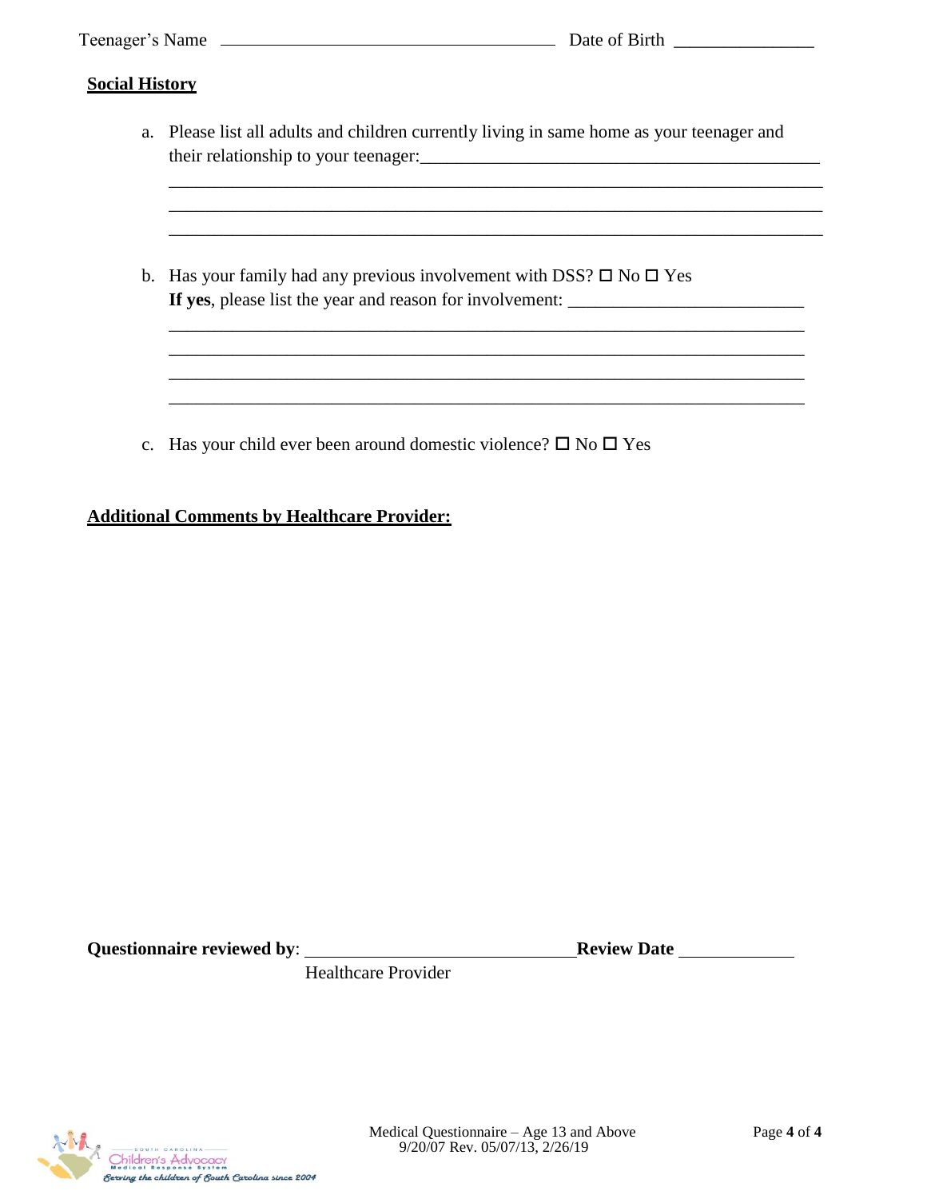Teenager's Name ______________________________ Date of Birth _______________

**Social History**

a. Please list all adults and children currently living in same home as your teenager and their relationship to your teenager:_______________________________________________
_______________________________________________________________________________
_______________________________________________________________________________
_______________________________________________________________________________

b. Has your family had any previous involvement with DSS? ☐ No ☐ Yes
**If yes**, please list the year and reason for involvement: ___________________________
_______________________________________________________________________________
_______________________________________________________________________________
_______________________________________________________________________________
_______________________________________________________________________________

c. Has your child ever been around domestic violence? ☐ No ☐ Yes

**Additional Comments by Healthcare Provider:**

**Questionnaire reviewed by**: ______________________________ **Review Date** _____________
Healthcare Provider

Medical Questionnaire – Age 13 and Above
9/20/07 Rev. 05/07/13, 2/26/19